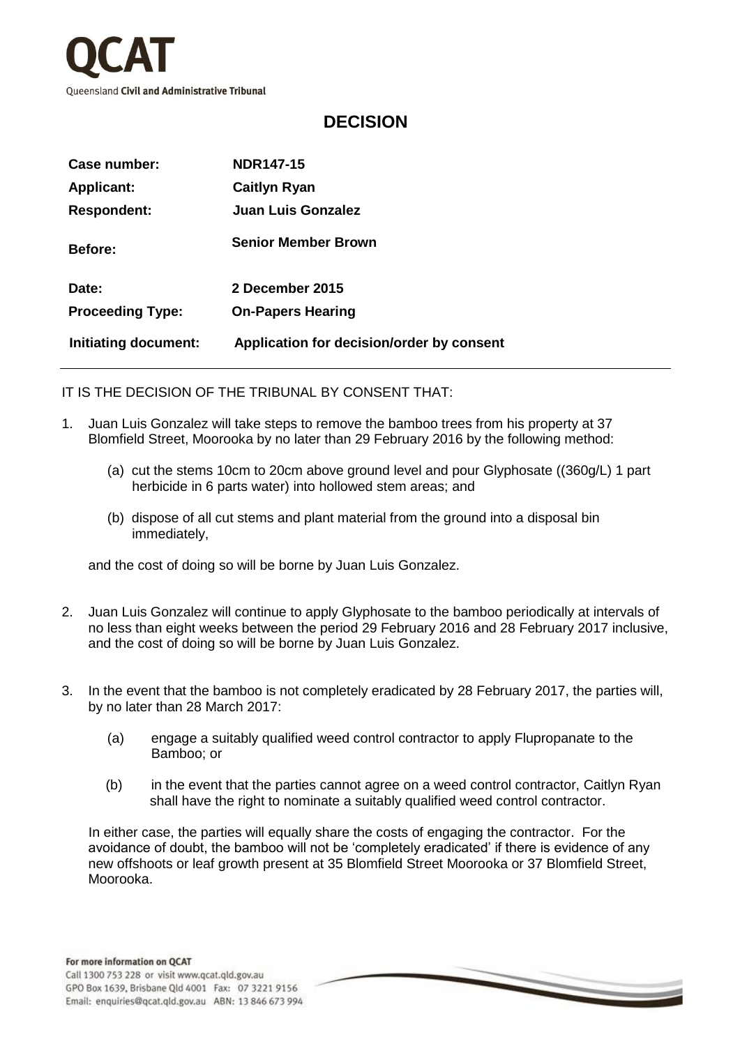# QCAT

Queensland **Civil and Administrative Tribunal**

## DECISION

| | |
|---|---|
| **Case number:** | **NDR147-15** |
| **Applicant:** | **Caitlyn Ryan** |
| **Respondent:** | **Juan Luis Gonzalez** |
| **Before:** | **Senior Member Brown** |
| **Date:** | **2 December 2015** |
| **Proceeding Type:** | **On-Papers Hearing** |
| **Initiating document:** | **Application for decision/order by consent** |

IT IS THE DECISION OF THE TRIBUNAL BY CONSENT THAT:

1. Juan Luis Gonzalez will take steps to remove the bamboo trees from his property at 37 Blomfield Street, Moorooka by no later than 29 February 2016 by the following method:

   (a) cut the stems 10cm to 20cm above ground level and pour Glyphosate ((360g/L) 1 part herbicide in 6 parts water) into hollowed stem areas; and

   (b) dispose of all cut stems and plant material from the ground into a disposal bin immediately,

   and the cost of doing so will be borne by Juan Luis Gonzalez.

2. Juan Luis Gonzalez will continue to apply Glyphosate to the bamboo periodically at intervals of no less than eight weeks between the period 29 February 2016 and 28 February 2017 inclusive, and the cost of doing so will be borne by Juan Luis Gonzalez.

3. In the event that the bamboo is not completely eradicated by 28 February 2017, the parties will, by no later than 28 March 2017:

   (a) engage a suitably qualified weed control contractor to apply Flupropanate to the Bamboo; or

   (b) in the event that the parties cannot agree on a weed control contractor, Caitlyn Ryan shall have the right to nominate a suitably qualified weed control contractor.

   In either case, the parties will equally share the costs of engaging the contractor. For the avoidance of doubt, the bamboo will not be 'completely eradicated' if there is evidence of any new offshoots or leaf growth present at 35 Blomfield Street Moorooka or 37 Blomfield Street, Moorooka.

**For more information on QCAT**
Call 1300 753 228 or visit www.qcat.qld.gov.au
GPO Box 1639, Brisbane Qld 4001 Fax: 07 3221 9156
Email: enquiries@qcat.qld.gov.au ABN: 13 846 673 994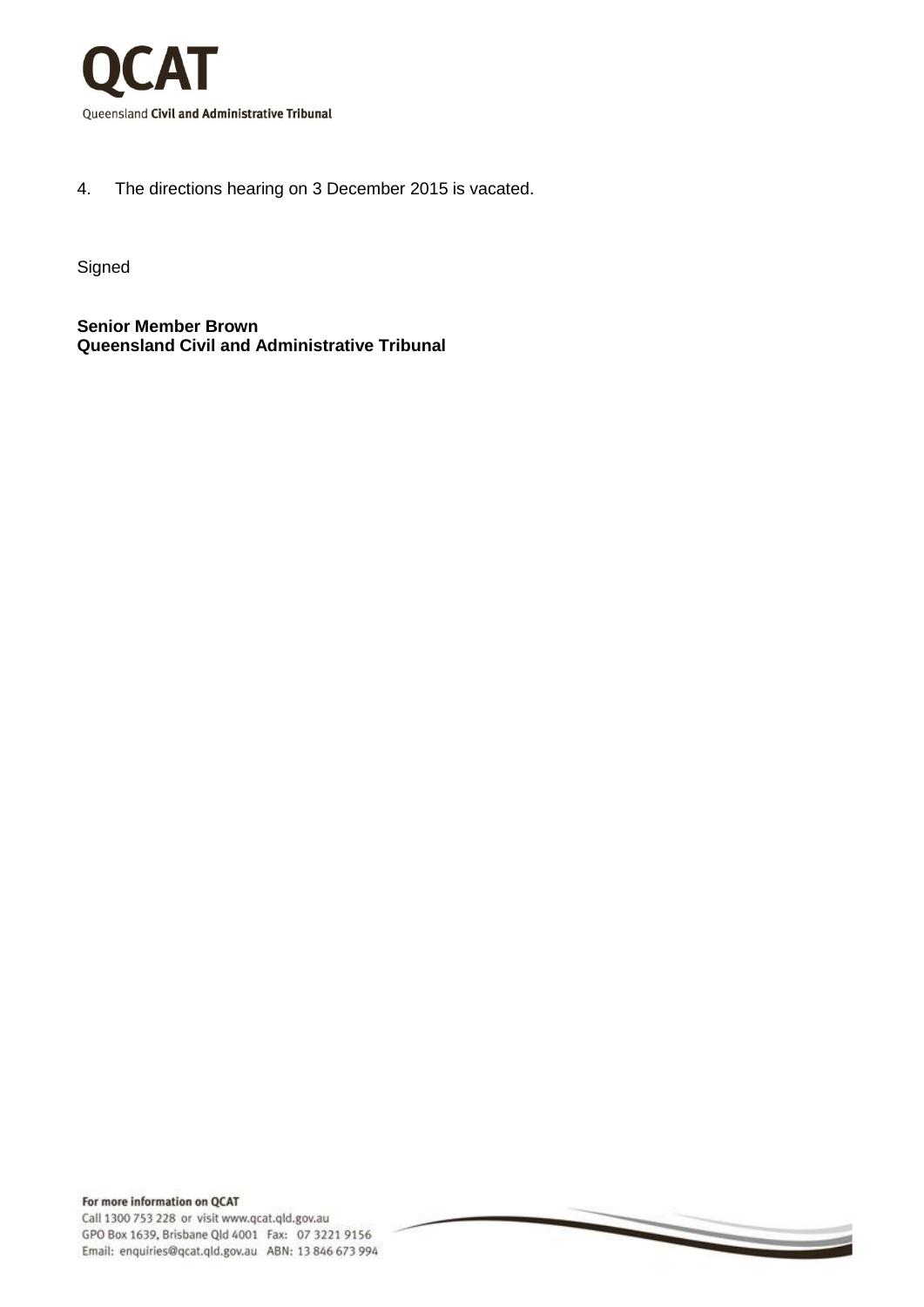4. The directions hearing on 3 December 2015 is vacated.

Signed

**Senior Member Brown**
**Queensland Civil and Administrative Tribunal**